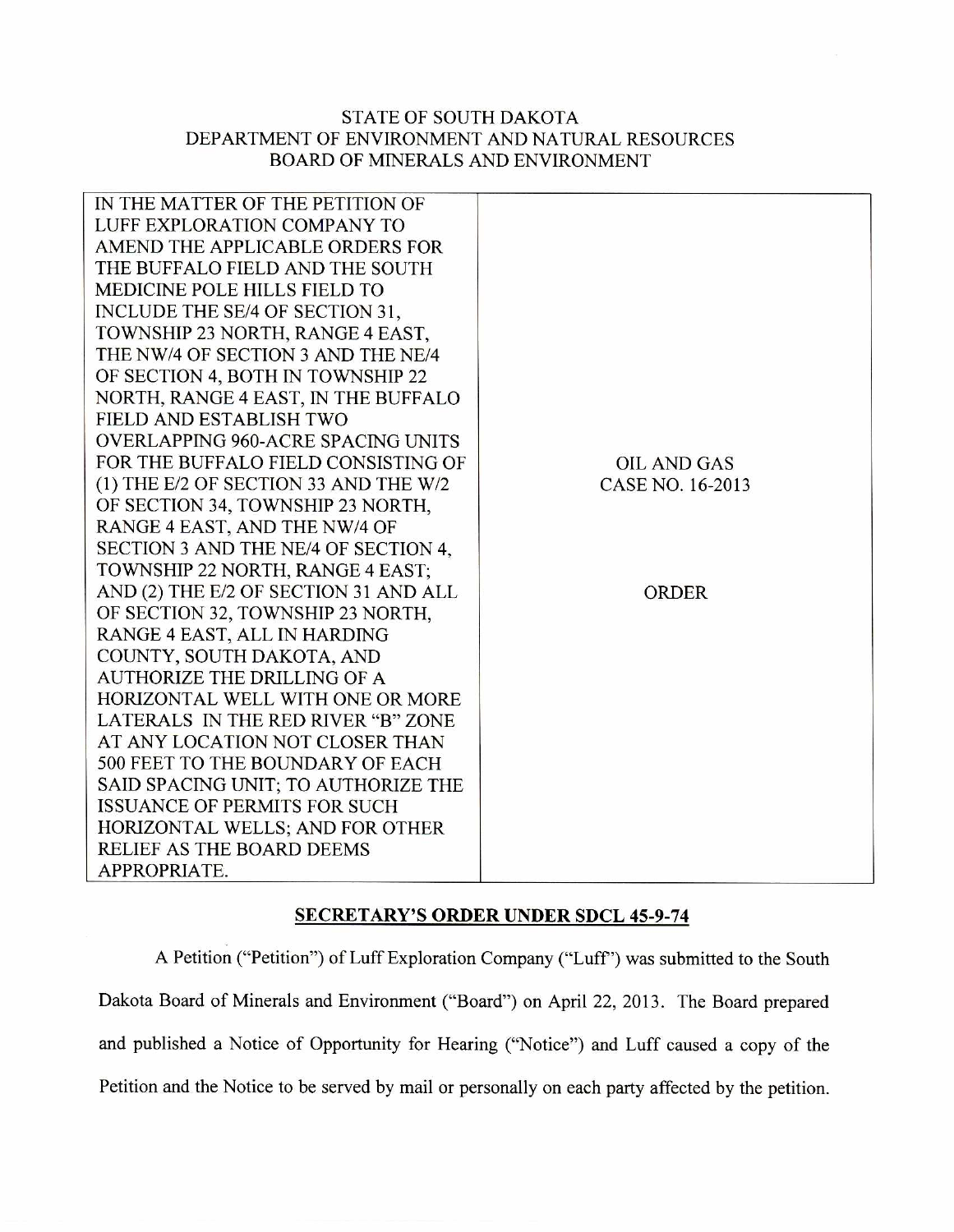STATE OF SOUTH DAKOTA
DEPARTMENT OF ENVIRONMENT AND NATURAL RESOURCES
BOARD OF MINERALS AND ENVIRONMENT

| IN THE MATTER OF THE PETITION OF LUFF EXPLORATION COMPANY TO AMEND THE APPLICABLE ORDERS FOR THE BUFFALO FIELD AND THE SOUTH MEDICINE POLE HILLS FIELD TO INCLUDE THE SE/4 OF SECTION 31, TOWNSHIP 23 NORTH, RANGE 4 EAST, THE NW/4 OF SECTION 3 AND THE NE/4 OF SECTION 4, BOTH IN TOWNSHIP 22 NORTH, RANGE 4 EAST, IN THE BUFFALO FIELD AND ESTABLISH TWO OVERLAPPING 960-ACRE SPACING UNITS FOR THE BUFFALO FIELD CONSISTING OF (1) THE E/2 OF SECTION 33 AND THE W/2 OF SECTION 34, TOWNSHIP 23 NORTH, RANGE 4 EAST, AND THE NW/4 OF SECTION 3 AND THE NE/4 OF SECTION 4, TOWNSHIP 22 NORTH, RANGE 4 EAST; AND (2) THE E/2 OF SECTION 31 AND ALL OF SECTION 32, TOWNSHIP 23 NORTH, RANGE 4 EAST, ALL IN HARDING COUNTY, SOUTH DAKOTA, AND AUTHORIZE THE DRILLING OF A HORIZONTAL WELL WITH ONE OR MORE LATERALS IN THE RED RIVER "B" ZONE AT ANY LOCATION NOT CLOSER THAN 500 FEET TO THE BOUNDARY OF EACH SAID SPACING UNIT; TO AUTHORIZE THE ISSUANCE OF PERMITS FOR SUCH HORIZONTAL WELLS; AND FOR OTHER RELIEF AS THE BOARD DEEMS APPROPRIATE. | OIL AND GAS CASE NO. 16-2013<br><br>ORDER |
|---|---|

## SECRETARY'S ORDER UNDER SDCL 45-9-74

A Petition ("Petition") of Luff Exploration Company ("Luff") was submitted to the South Dakota Board of Minerals and Environment ("Board") on April 22, 2013. The Board prepared and published a Notice of Opportunity for Hearing ("Notice") and Luff caused a copy of the Petition and the Notice to be served by mail or personally on each party affected by the petition.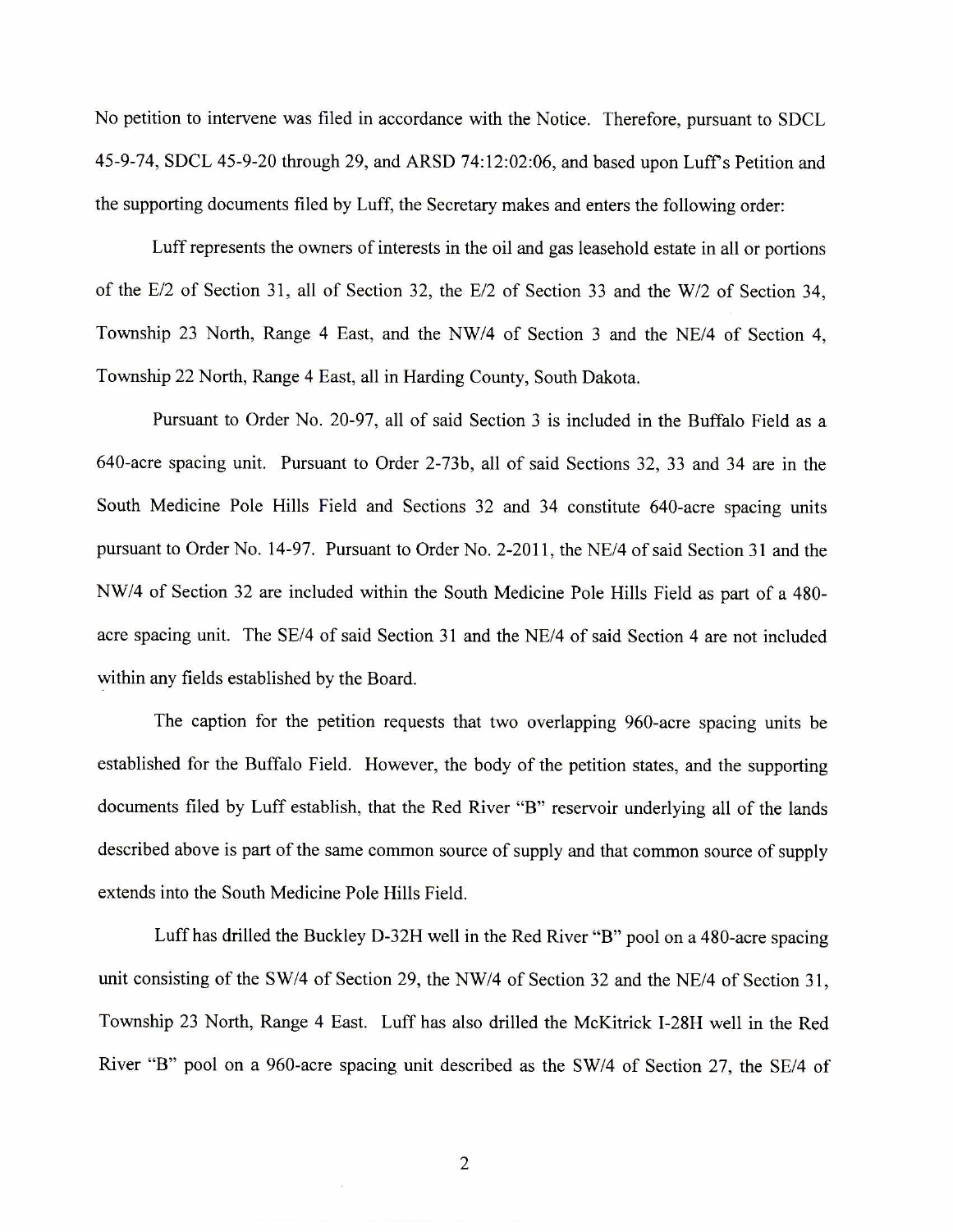No petition to intervene was filed in accordance with the Notice. Therefore, pursuant to SDCL 45-9-74, SDCL 45-9-20 through 29, and ARSD 74:12:02:06, and based upon Luff's Petition and the supporting documents filed by Luff, the Secretary makes and enters the following order:

Luff represents the owners of interests in the oil and gas leasehold estate in all or portions of the E/2 of Section 31, all of Section 32, the E/2 of Section 33 and the W/2 of Section 34, Township 23 North, Range 4 East, and the NW/4 of Section 3 and the NE/4 of Section 4, Township 22 North, Range 4 East, all in Harding County, South Dakota.

Pursuant to Order No. 20-97, all of said Section 3 is included in the Buffalo Field as a 640-acre spacing unit. Pursuant to Order 2-73b, all of said Sections 32, 33 and 34 are in the South Medicine Pole Hills Field and Sections 32 and 34 constitute 640-acre spacing units pursuant to Order No. 14-97. Pursuant to Order No. 2-2011, the NE/4 of said Section 31 and the NW/4 of Section 32 are included within the South Medicine Pole Hills Field as part of a 480-acre spacing unit. The SE/4 of said Section 31 and the NE/4 of said Section 4 are not included within any fields established by the Board.

The caption for the petition requests that two overlapping 960-acre spacing units be established for the Buffalo Field. However, the body of the petition states, and the supporting documents filed by Luff establish, that the Red River "B" reservoir underlying all of the lands described above is part of the same common source of supply and that common source of supply extends into the South Medicine Pole Hills Field.

Luff has drilled the Buckley D-32H well in the Red River "B" pool on a 480-acre spacing unit consisting of the SW/4 of Section 29, the NW/4 of Section 32 and the NE/4 of Section 31, Township 23 North, Range 4 East. Luff has also drilled the McKitrick I-28H well in the Red River "B" pool on a 960-acre spacing unit described as the SW/4 of Section 27, the SE/4 of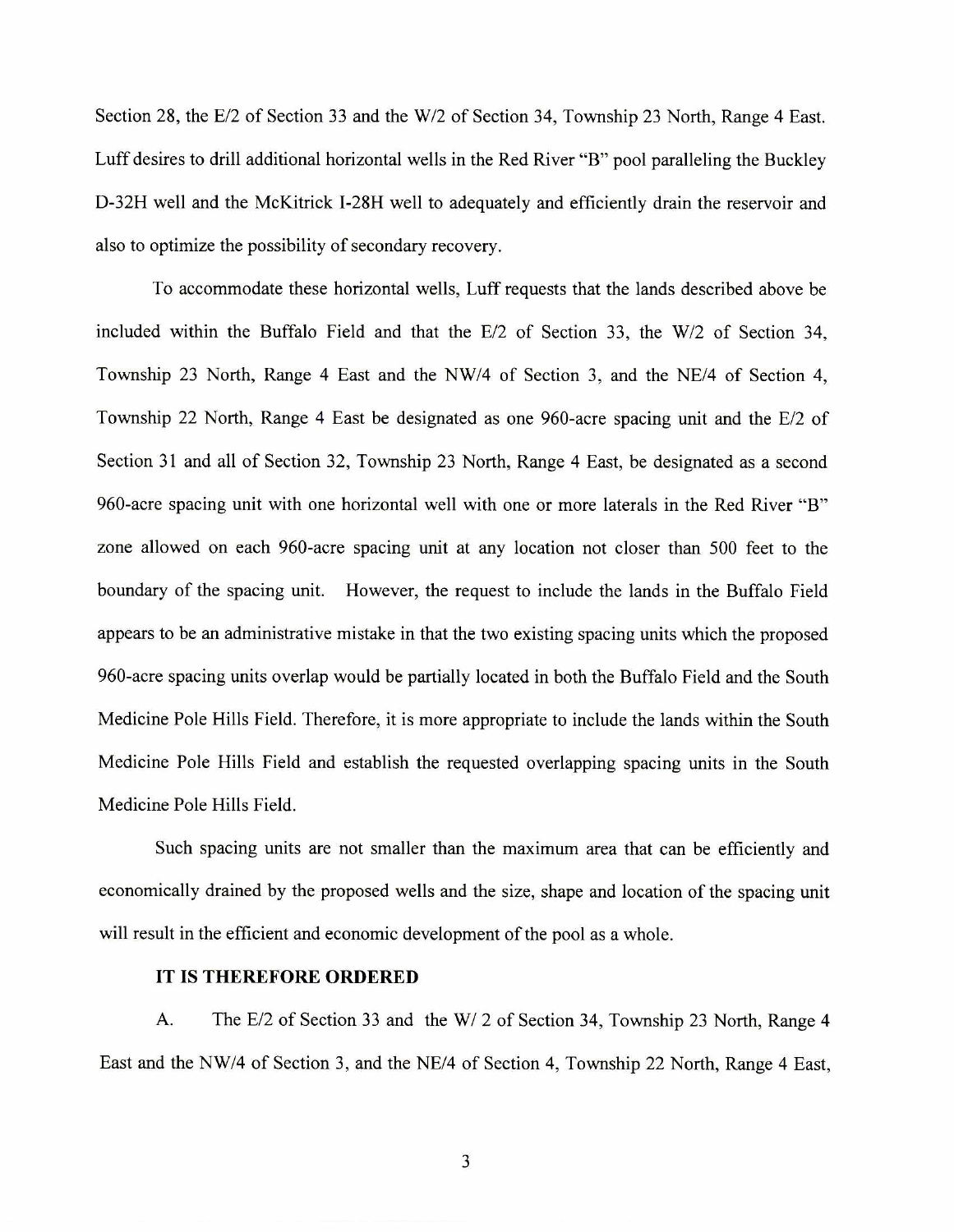Section 28, the E/2 of Section 33 and the W/2 of Section 34, Township 23 North, Range 4 East. Luff desires to drill additional horizontal wells in the Red River "B" pool paralleling the Buckley D-32H well and the McKitrick I-28H well to adequately and efficiently drain the reservoir and also to optimize the possibility of secondary recovery.

To accommodate these horizontal wells, Luff requests that the lands described above be included within the Buffalo Field and that the E/2 of Section 33, the W/2 of Section 34, Township 23 North, Range 4 East and the NW/4 of Section 3, and the NE/4 of Section 4, Township 22 North, Range 4 East be designated as one 960-acre spacing unit and the E/2 of Section 31 and all of Section 32, Township 23 North, Range 4 East, be designated as a second 960-acre spacing unit with one horizontal well with one or more laterals in the Red River "B" zone allowed on each 960-acre spacing unit at any location not closer than 500 feet to the boundary of the spacing unit. However, the request to include the lands in the Buffalo Field appears to be an administrative mistake in that the two existing spacing units which the proposed 960-acre spacing units overlap would be partially located in both the Buffalo Field and the South Medicine Pole Hills Field. Therefore, it is more appropriate to include the lands within the South Medicine Pole Hills Field and establish the requested overlapping spacing units in the South Medicine Pole Hills Field.

Such spacing units are not smaller than the maximum area that can be efficiently and economically drained by the proposed wells and the size, shape and location of the spacing unit will result in the efficient and economic development of the pool as a whole.

**IT IS THEREFORE ORDERED**

A. The E/2 of Section 33 and the W/ 2 of Section 34, Township 23 North, Range 4 East and the NW/4 of Section 3, and the NE/4 of Section 4, Township 22 North, Range 4 East,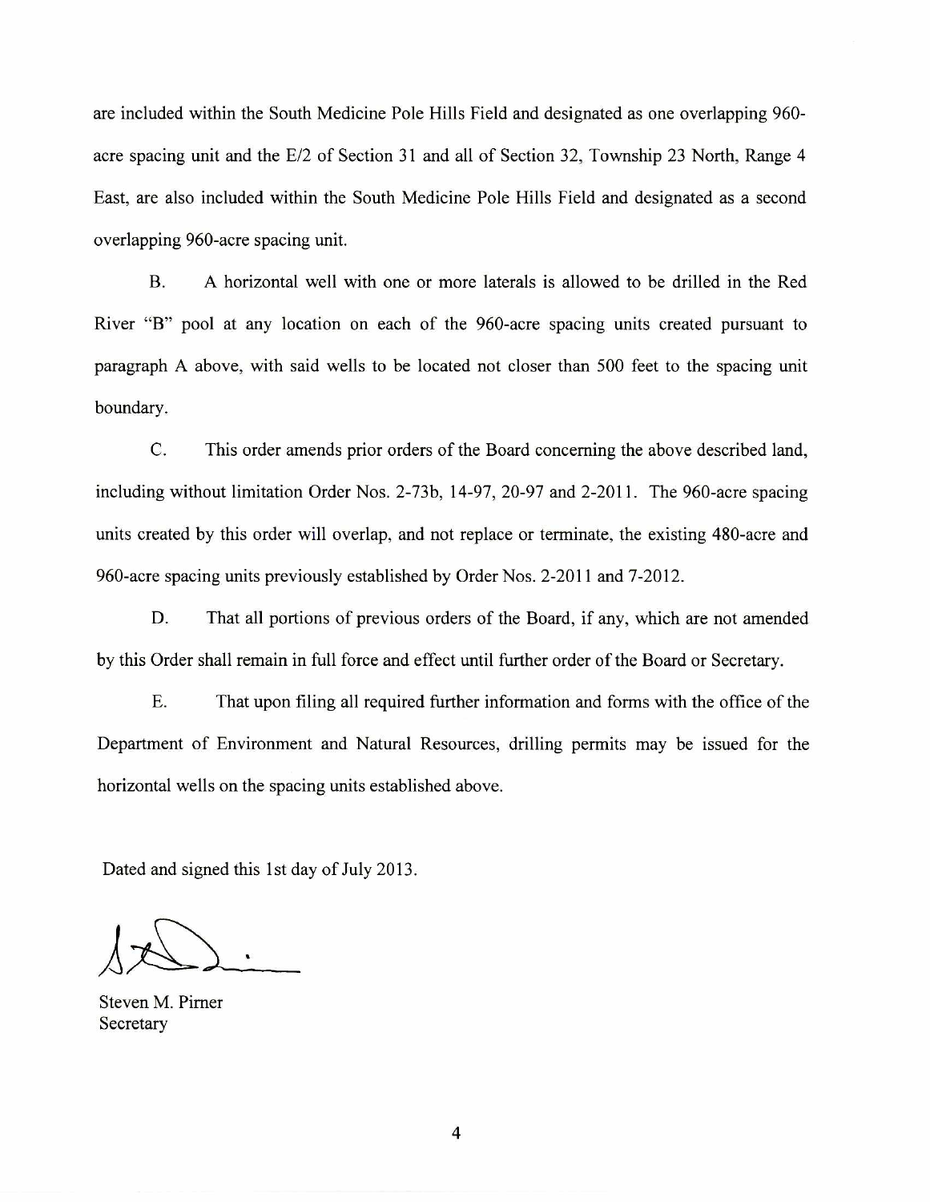are included within the South Medicine Pole Hills Field and designated as one overlapping 960-acre spacing unit and the E/2 of Section 31 and all of Section 32, Township 23 North, Range 4 East, are also included within the South Medicine Pole Hills Field and designated as a second overlapping 960-acre spacing unit.

B. A horizontal well with one or more laterals is allowed to be drilled in the Red River "B" pool at any location on each of the 960-acre spacing units created pursuant to paragraph A above, with said wells to be located not closer than 500 feet to the spacing unit boundary.

C. This order amends prior orders of the Board concerning the above described land, including without limitation Order Nos. 2-73b, 14-97, 20-97 and 2-2011. The 960-acre spacing units created by this order will overlap, and not replace or terminate, the existing 480-acre and 960-acre spacing units previously established by Order Nos. 2-2011 and 7-2012.

D. That all portions of previous orders of the Board, if any, which are not amended by this Order shall remain in full force and effect until further order of the Board or Secretary.

E. That upon filing all required further information and forms with the office of the Department of Environment and Natural Resources, drilling permits may be issued for the horizontal wells on the spacing units established above.

Dated and signed this 1st day of July 2013.

Steven M. Pirner
Secretary